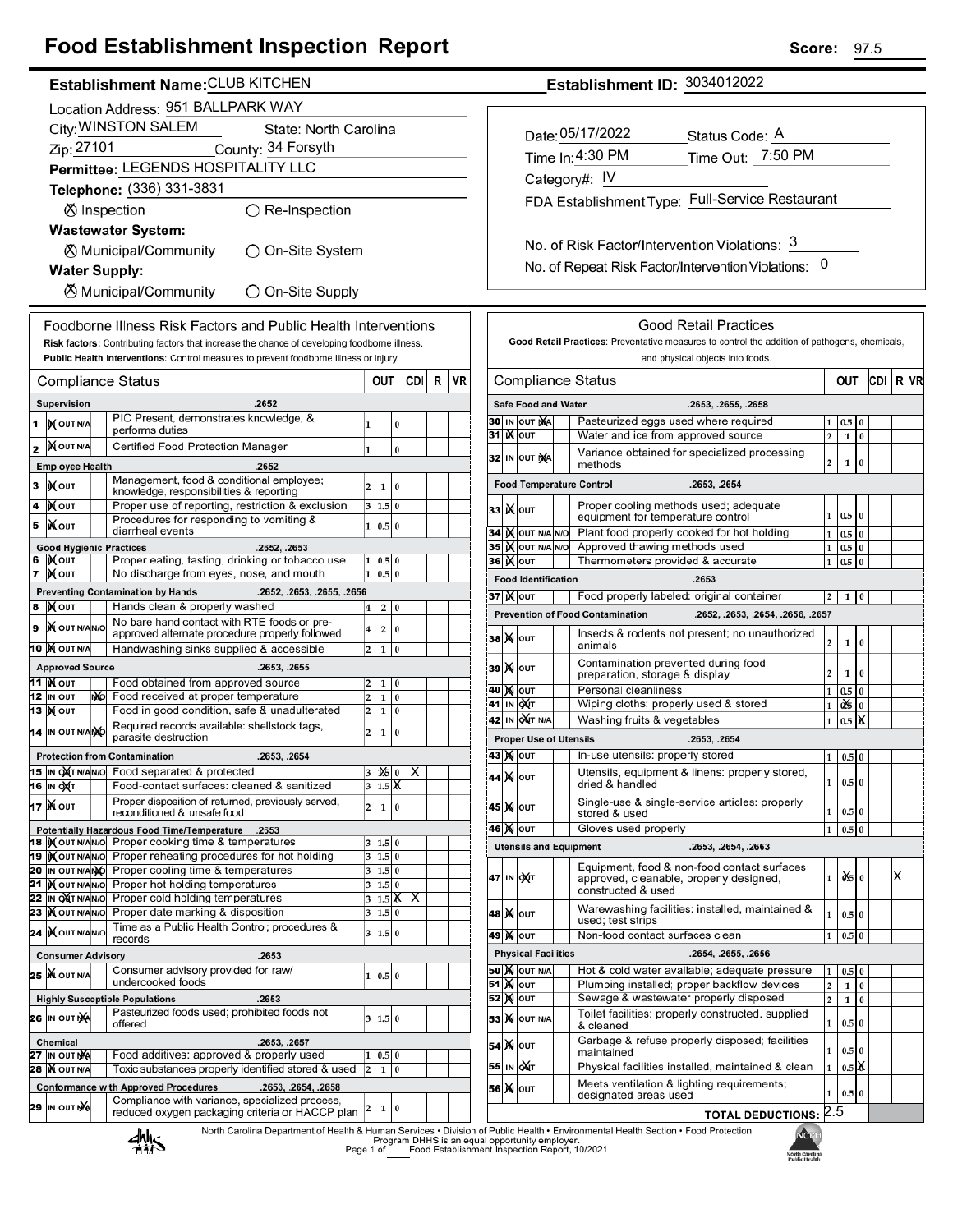# Food Establishment Inspection Report

**Score:** 97.5

**Establishment Name:** CLUB KITCHEN

**Establishment ID:** 3034012022

Location Address: 951 BALLPARK WAY
City: WINSTON SALEM State: North Carolina
Zip: 27101 County: 34 Forsyth
Permittee: LEGENDS HOSPITALITY LLC
Telephone: (336) 331-3831

⊗ Inspection ◯ Re-Inspection

**Wastewater System:**
⊗ Municipal/Community ◯ On-Site System

**Water Supply:**
⊗ Municipal/Community ◯ On-Site Supply

Date: 05/17/2022 Status Code: A
Time In: 4:30 PM Time Out: 7:50 PM
Category#: IV
FDA Establishment Type: Full-Service Restaurant

No. of Risk Factor/Intervention Violations: 3
No. of Repeat Risk Factor/Intervention Violations: 0

## Foodborne Illness Risk Factors and Public Health Interventions

**Risk factors:** Contributing factors that increase the chance of developing foodborne illness.
**Public Health Interventions:** Control measures to prevent foodborne illness or injury

| # | Status | Compliance Status | OUT | CDI | R | VR |
|---|---|---|---|---|---|---|
| | | **Supervision** .2652 | | | | |
| 1 | IN | PIC Present, demonstrates knowledge, & performs duties | 1 0 | | | |
| 2 | IN | Certified Food Protection Manager | 1 0 | | | |
| | | **Employee Health** .2652 | | | | |
| 3 | IN | Management, food & conditional employee; knowledge, responsibilities & reporting | 2 1 0 | | | |
| 4 | IN | Proper use of reporting, restriction & exclusion | 3 1.5 0 | | | |
| 5 | IN | Procedures for responding to vomiting & diarrheal events | 1 0.5 0 | | | |
| | | **Good Hygienic Practices** .2652, .2653 | | | | |
| 6 | IN | Proper eating, tasting, drinking or tobacco use | 1 0.5 0 | | | |
| 7 | IN | No discharge from eyes, nose, and mouth | 1 0.5 0 | | | |
| | | **Preventing Contamination by Hands** .2652, .2653, .2655, .2656 | | | | |
| 8 | IN | Hands clean & properly washed | 4 2 0 | | | |
| 9 | IN | No bare hand contact with RTE foods or pre-approved alternate procedure properly followed | 4 2 0 | | | |
| 10 | IN | Handwashing sinks supplied & accessible | 2 1 0 | | | |
| | | **Approved Source** .2653, .2655 | | | | |
| 11 | IN | Food obtained from approved source | 2 1 0 | | | |
| 12 | N/O | Food received at proper temperature | 2 1 0 | | | |
| 13 | IN | Food in good condition, safe & unadulterated | 2 1 0 | | | |
| 14 | N/O | Required records available: shellstock tags, parasite destruction | 2 1 0 | | | |
| | | **Protection from Contamination** .2653, .2654 | | | | |
| 15 | OUT | Food separated & protected | 3 **1.5** 0 | X | | |
| 16 | OUT | Food-contact surfaces: cleaned & sanitized | 3 1.5 **0** | | | |
| 17 | IN | Proper disposition of returned, previously served, reconditioned & unsafe food | 2 1 0 | | | |
| | | **Potentially Hazardous Food Time/Temperature** .2653 | | | | |
| 18 | IN | Proper cooking time & temperatures | 3 1.5 0 | | | |
| 19 | IN | Proper reheating procedures for hot holding | 3 1.5 0 | | | |
| 20 | N/O | Proper cooling time & temperatures | 3 1.5 0 | | | |
| 21 | IN | Proper hot holding temperatures | 3 1.5 0 | | | |
| 22 | OUT | Proper cold holding temperatures | 3 1.5 **0** | X | | |
| 23 | IN | Proper date marking & disposition | 3 1.5 0 | | | |
| 24 | IN | Time as a Public Health Control; procedures & records | 3 1.5 0 | | | |
| | | **Consumer Advisory** .2653 | | | | |
| 25 | IN | Consumer advisory provided for raw/undercooked foods | 1 0.5 0 | | | |
| | | **Highly Susceptible Populations** .2653 | | | | |
| 26 | N/A | Pasteurized foods used; prohibited foods not offered | 3 1.5 0 | | | |
| | | **Chemical** .2653, .2657 | | | | |
| 27 | N/A | Food additives: approved & properly used | 1 0.5 0 | | | |
| 28 | IN | Toxic substances properly identified stored & used | 2 1 0 | | | |
| | | **Conformance with Approved Procedures** .2653, .2654, .2658 | | | | |
| 29 | N/A | Compliance with variance, specialized process, reduced oxygen packaging criteria or HACCP plan | 2 1 0 | | | |

## Good Retail Practices

**Good Retail Practices:** Preventative measures to control the addition of pathogens, chemicals, and physical objects into foods.

| # | Status | Compliance Status | OUT | CDI | R | VR |
|---|---|---|---|---|---|---|
| | | **Safe Food and Water** .2653, .2655, .2658 | | | | |
| 30 | N/A | Pasteurized eggs used where required | 1 0.5 0 | | | |
| 31 | IN | Water and ice from approved source | 2 1 0 | | | |
| 32 | N/A | Variance obtained for specialized processing methods | 2 1 0 | | | |
| | | **Food Temperature Control** .2653, .2654 | | | | |
| 33 | IN | Proper cooling methods used; adequate equipment for temperature control | 1 0.5 0 | | | |
| 34 | IN | Plant food properly cooked for hot holding | 1 0.5 0 | | | |
| 35 | IN | Approved thawing methods used | 1 0.5 0 | | | |
| 36 | IN | Thermometers provided & accurate | 1 0.5 0 | | | |
| | | **Food Identification** .2653 | | | | |
| 37 | IN | Food properly labeled: original container | 2 1 0 | | | |
| | | **Prevention of Food Contamination** .2652, .2653, .2654, .2656, .2657 | | | | |
| 38 | IN | Insects & rodents not present; no unauthorized animals | 2 1 0 | | | |
| 39 | IN | Contamination prevented during food preparation, storage & display | 2 1 0 | | | |
| 40 | IN | Personal cleanliness | 1 0.5 0 | | | |
| 41 | OUT | Wiping cloths: properly used & stored | 1 **0.5** 0 | | | |
| 42 | OUT | Washing fruits & vegetables | 1 0.5 **0** | | | |
| | | **Proper Use of Utensils** .2653, .2654 | | | | |
| 43 | IN | In-use utensils: properly stored | 1 0.5 0 | | | |
| 44 | IN | Utensils, equipment & linens: properly stored, dried & handled | 1 0.5 0 | | | |
| 45 | IN | Single-use & single-service articles: properly stored & used | 1 0.5 0 | | | |
| 46 | IN | Gloves used properly | 1 0.5 0 | | | |
| | | **Utensils and Equipment** .2653, .2654, .2663 | | | | |
| 47 | OUT | Equipment, food & non-food contact surfaces approved, cleanable, properly designed, constructed & used | 1 **0.5** 0 | | | X |
| 48 | IN | Warewashing facilities: installed, maintained & used; test strips | 1 0.5 0 | | | |
| 49 | IN | Non-food contact surfaces clean | 1 0.5 0 | | | |
| | | **Physical Facilities** .2654, .2655, .2656 | | | | |
| 50 | IN | Hot & cold water available; adequate pressure | 1 0.5 0 | | | |
| 51 | IN | Plumbing installed; proper backflow devices | 2 1 0 | | | |
| 52 | IN | Sewage & wastewater properly disposed | 2 1 0 | | | |
| 53 | IN | Toilet facilities: properly constructed, supplied & cleaned | 1 0.5 0 | | | |
| 54 | IN | Garbage & refuse properly disposed; facilities maintained | 1 0.5 0 | | | |
| 55 | OUT | Physical facilities installed, maintained & clean | 1 0.5 **0** | | | |
| 56 | IN | Meets ventilation & lighting requirements; designated areas used | 1 0.5 0 | | | |

**TOTAL DEDUCTIONS:** 2.5

North Carolina Department of Health & Human Services • Division of Public Health • Environmental Health Section • Food Protection Program DHHS is an equal opportunity employer.
Food Establishment Inspection Report, 10/2021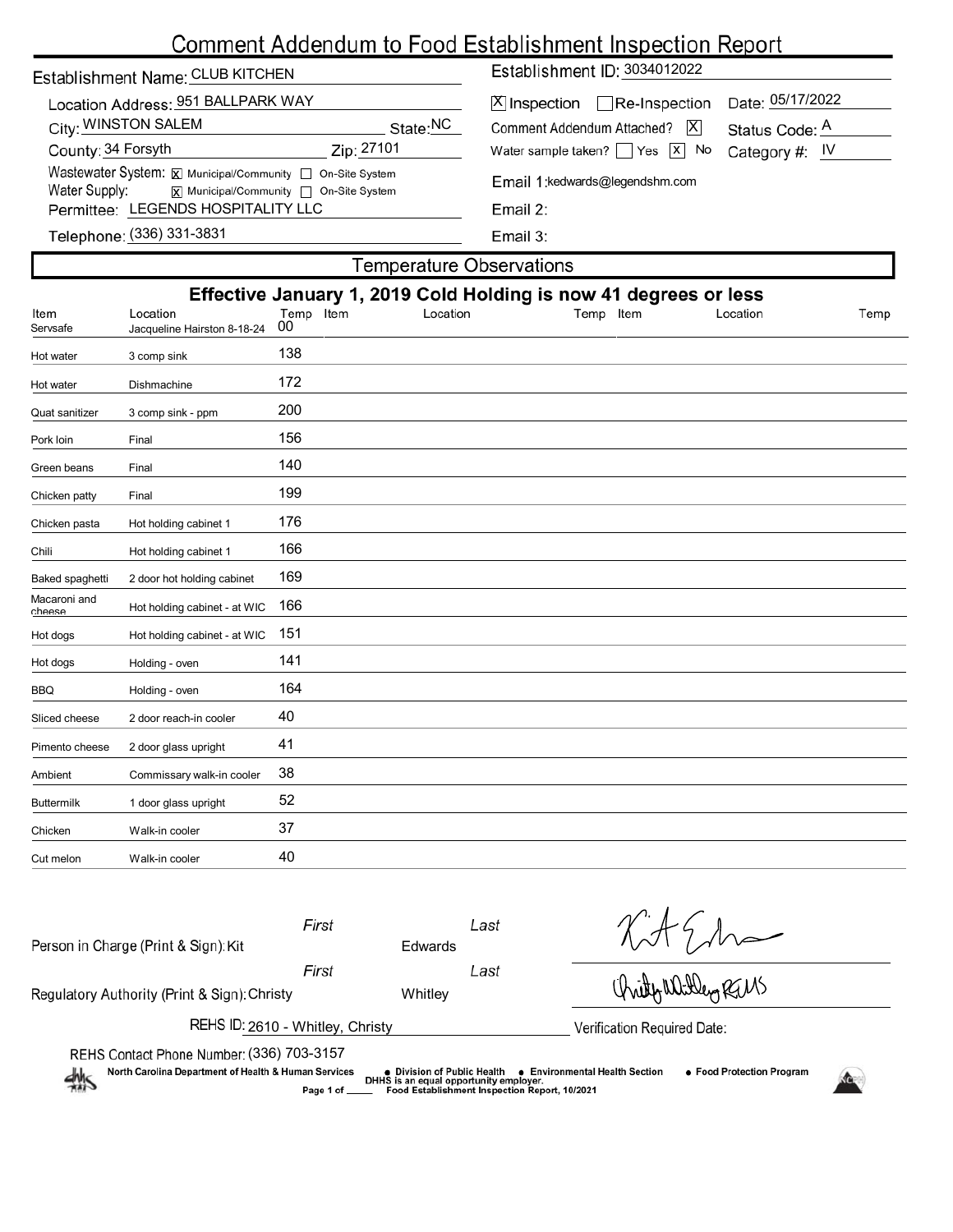# Comment Addendum to Food Establishment Inspection Report

**Establishment Name:** CLUB KITCHEN

**Establishment ID:** 3034012022

**Location Address:** 951 BALLPARK WAY

**City:** WINSTON SALEM **State:** NC

**County:** 34 Forsyth **Zip:** 27101

**Wastewater System:** [X] Municipal/Community [ ] On-Site System

**Water Supply:** [X] Municipal/Community [ ] On-Site System

**Permittee:** LEGENDS HOSPITALITY LLC

**Telephone:** (336) 331-3831

[X] Inspection [ ] Re-Inspection **Date:** 05/17/2022

Comment Addendum Attached? [X] **Status Code:** A

Water sample taken? [ ] Yes [X] No **Category #:** IV

**Email 1:** kedwards@legendshm.com

**Email 2:**

**Email 3:**

## Temperature Observations

**Effective January 1, 2019 Cold Holding is now 41 degrees or less**

| Item | Location | Temp | Item | Location | Temp | Item | Location | Temp |
|---|---|---|---|---|---|---|---|---|
| Servsafe | Jacqueline Hairston 8-18-24 | 00 | | | | | | |
| Hot water | 3 comp sink | 138 | | | | | | |
| Hot water | Dishmachine | 172 | | | | | | |
| Quat sanitizer | 3 comp sink - ppm | 200 | | | | | | |
| Pork loin | Final | 156 | | | | | | |
| Green beans | Final | 140 | | | | | | |
| Chicken patty | Final | 199 | | | | | | |
| Chicken pasta | Hot holding cabinet 1 | 176 | | | | | | |
| Chili | Hot holding cabinet 1 | 166 | | | | | | |
| Baked spaghetti | 2 door hot holding cabinet | 169 | | | | | | |
| Macaroni and cheese | Hot holding cabinet - at WIC | 166 | | | | | | |
| Hot dogs | Hot holding cabinet - at WIC | 151 | | | | | | |
| Hot dogs | Holding - oven | 141 | | | | | | |
| BBQ | Holding - oven | 164 | | | | | | |
| Sliced cheese | 2 door reach-in cooler | 40 | | | | | | |
| Pimento cheese | 2 door glass upright | 41 | | | | | | |
| Ambient | Commissary walk-in cooler | 38 | | | | | | |
| Buttermilk | 1 door glass upright | 52 | | | | | | |
| Chicken | Walk-in cooler | 37 | | | | | | |
| Cut melon | Walk-in cooler | 40 | | | | | | |

**Person in Charge (Print & Sign):** First: Kit Last: Edwards

**Regulatory Authority (Print & Sign):** First: Christy Last: Whitley

**REHS ID:** 2610 - Whitley, Christy

**Verification Required Date:**

**REHS Contact Phone Number:** (336) 703-3157

North Carolina Department of Health & Human Services • Division of Public Health • Environmental Health Section • Food Protection Program

DHHS is an equal opportunity employer.

Food Establishment Inspection Report, 10/2021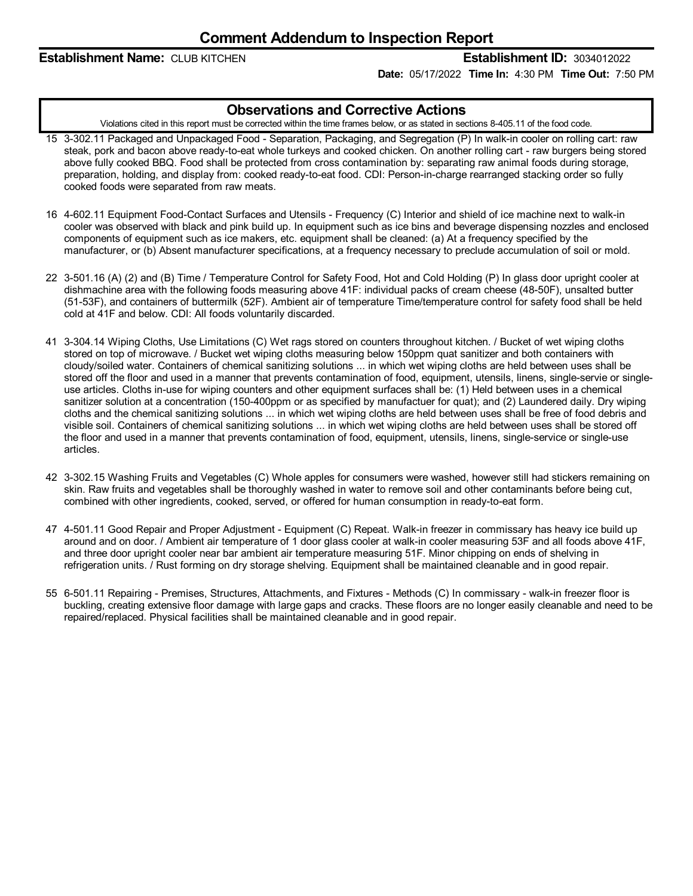# Comment Addendum to Inspection Report

**Establishment Name:** CLUB KITCHEN **Establishment ID:** 3034012022

**Date:** 05/17/2022 **Time In:** 4:30 PM **Time Out:** 7:50 PM

## Observations and Corrective Actions

Violations cited in this report must be corrected within the time frames below, or as stated in sections 8-405.11 of the food code.

15 3-302.11 Packaged and Unpackaged Food - Separation, Packaging, and Segregation (P) In walk-in cooler on rolling cart: raw steak, pork and bacon above ready-to-eat whole turkeys and cooked chicken. On another rolling cart - raw burgers being stored above fully cooked BBQ. Food shall be protected from cross contamination by: separating raw animal foods during storage, preparation, holding, and display from: cooked ready-to-eat food. CDI: Person-in-charge rearranged stacking order so fully cooked foods were separated from raw meats.

16 4-602.11 Equipment Food-Contact Surfaces and Utensils - Frequency (C) Interior and shield of ice machine next to walk-in cooler was observed with black and pink build up. In equipment such as ice bins and beverage dispensing nozzles and enclosed components of equipment such as ice makers, etc. equipment shall be cleaned: (a) At a frequency specified by the manufacturer, or (b) Absent manufacturer specifications, at a frequency necessary to preclude accumulation of soil or mold.

22 3-501.16 (A) (2) and (B) Time / Temperature Control for Safety Food, Hot and Cold Holding (P) In glass door upright cooler at dishmachine area with the following foods measuring above 41F: individual packs of cream cheese (48-50F), unsalted butter (51-53F), and containers of buttermilk (52F). Ambient air of temperature Time/temperature control for safety food shall be held cold at 41F and below. CDI: All foods voluntarily discarded.

41 3-304.14 Wiping Cloths, Use Limitations (C) Wet rags stored on counters throughout kitchen. / Bucket of wet wiping cloths stored on top of microwave. / Bucket wet wiping cloths measuring below 150ppm quat sanitizer and both containers with cloudy/soiled water. Containers of chemical sanitizing solutions ... in which wet wiping cloths are held between uses shall be stored off the floor and used in a manner that prevents contamination of food, equipment, utensils, linens, single-servie or single-use articles. Cloths in-use for wiping counters and other equipment surfaces shall be: (1) Held between uses in a chemical sanitizer solution at a concentration (150-400ppm or as specified by manufactuer for quat); and (2) Laundered daily. Dry wiping cloths and the chemical sanitizing solutions ... in which wet wiping cloths are held between uses shall be free of food debris and visible soil. Containers of chemical sanitizing solutions ... in which wet wiping cloths are held between uses shall be stored off the floor and used in a manner that prevents contamination of food, equipment, utensils, linens, single-service or single-use articles.

42 3-302.15 Washing Fruits and Vegetables (C) Whole apples for consumers were washed, however still had stickers remaining on skin. Raw fruits and vegetables shall be thoroughly washed in water to remove soil and other contaminants before being cut, combined with other ingredients, cooked, served, or offered for human consumption in ready-to-eat form.

47 4-501.11 Good Repair and Proper Adjustment - Equipment (C) Repeat. Walk-in freezer in commissary has heavy ice build up around and on door. / Ambient air temperature of 1 door glass cooler at walk-in cooler measuring 53F and all foods above 41F, and three door upright cooler near bar ambient air temperature measuring 51F. Minor chipping on ends of shelving in refrigeration units. / Rust forming on dry storage shelving. Equipment shall be maintained cleanable and in good repair.

55 6-501.11 Repairing - Premises, Structures, Attachments, and Fixtures - Methods (C) In commissary - walk-in freezer floor is buckling, creating extensive floor damage with large gaps and cracks. These floors are no longer easily cleanable and need to be repaired/replaced. Physical facilities shall be maintained cleanable and in good repair.